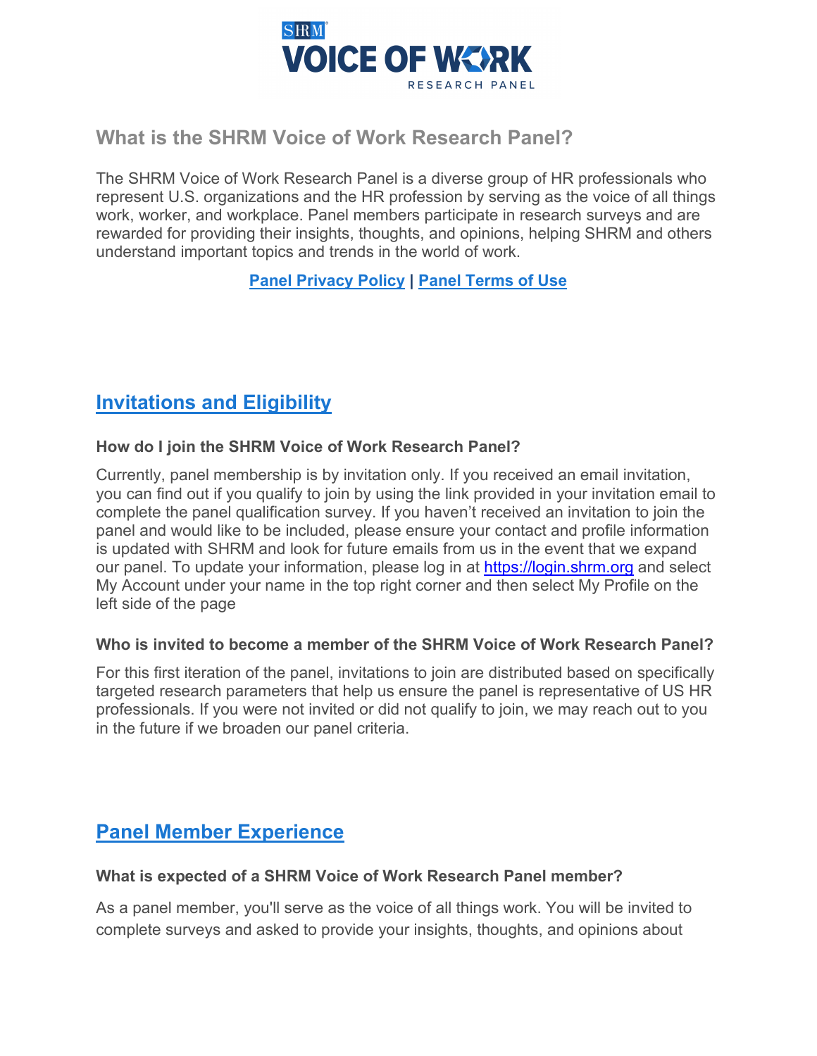# What is the SHRM Voice of Work Research Panel?

The SHRM Voice of Work Research Panel is a diverse group of HR professionals who represent U.S. organizations and the HR profession by serving as the voice of all things work, worker, and workplace. Panel members participate in research surveys and are rewarded for providing their insights, thoughts, and opinions, helping SHRM and others understand important topics and trends in the world of work.

**[Panel Privacy Policy](#) | [Panel Terms of Use](#)**

## Invitations and Eligibility

### How do I join the SHRM Voice of Work Research Panel?

Currently, panel membership is by invitation only. If you received an email invitation, you can find out if you qualify to join by using the link provided in your invitation email to complete the panel qualification survey. If you haven't received an invitation to join the panel and would like to be included, please ensure your contact and profile information is updated with SHRM and look for future emails from us in the event that we expand our panel. To update your information, please log in at https://login.shrm.org and select My Account under your name in the top right corner and then select My Profile on the left side of the page

### Who is invited to become a member of the SHRM Voice of Work Research Panel?

For this first iteration of the panel, invitations to join are distributed based on specifically targeted research parameters that help us ensure the panel is representative of US HR professionals. If you were not invited or did not qualify to join, we may reach out to you in the future if we broaden our panel criteria.

## Panel Member Experience

### What is expected of a SHRM Voice of Work Research Panel member?

As a panel member, you'll serve as the voice of all things work. You will be invited to complete surveys and asked to provide your insights, thoughts, and opinions about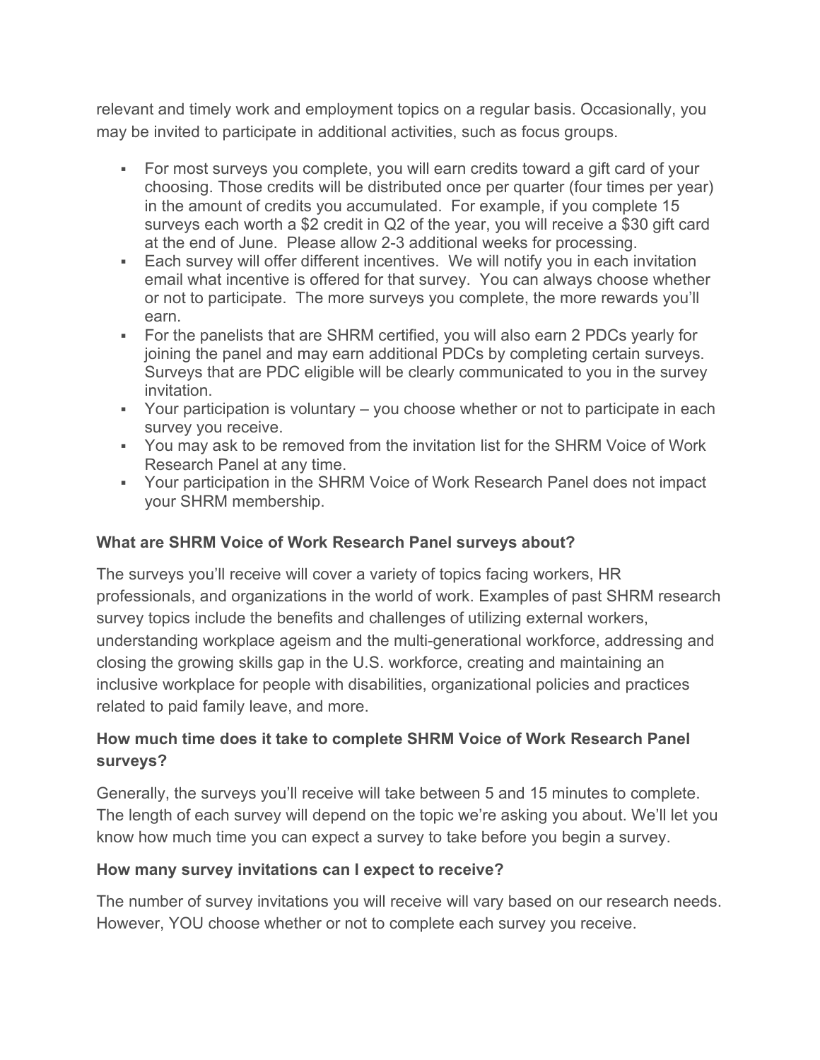relevant and timely work and employment topics on a regular basis. Occasionally, you may be invited to participate in additional activities, such as focus groups.

- For most surveys you complete, you will earn credits toward a gift card of your choosing. Those credits will be distributed once per quarter (four times per year) in the amount of credits you accumulated. For example, if you complete 15 surveys each worth a $2 credit in Q2 of the year, you will receive a $30 gift card at the end of June. Please allow 2-3 additional weeks for processing.
- Each survey will offer different incentives. We will notify you in each invitation email what incentive is offered for that survey. You can always choose whether or not to participate. The more surveys you complete, the more rewards you'll earn.
- For the panelists that are SHRM certified, you will also earn 2 PDCs yearly for joining the panel and may earn additional PDCs by completing certain surveys. Surveys that are PDC eligible will be clearly communicated to you in the survey invitation.
- Your participation is voluntary – you choose whether or not to participate in each survey you receive.
- You may ask to be removed from the invitation list for the SHRM Voice of Work Research Panel at any time.
- Your participation in the SHRM Voice of Work Research Panel does not impact your SHRM membership.

**What are SHRM Voice of Work Research Panel surveys about?**

The surveys you'll receive will cover a variety of topics facing workers, HR professionals, and organizations in the world of work. Examples of past SHRM research survey topics include the benefits and challenges of utilizing external workers, understanding workplace ageism and the multi-generational workforce, addressing and closing the growing skills gap in the U.S. workforce, creating and maintaining an inclusive workplace for people with disabilities, organizational policies and practices related to paid family leave, and more.

**How much time does it take to complete SHRM Voice of Work Research Panel surveys?**

Generally, the surveys you'll receive will take between 5 and 15 minutes to complete. The length of each survey will depend on the topic we're asking you about. We'll let you know how much time you can expect a survey to take before you begin a survey.

**How many survey invitations can I expect to receive?**

The number of survey invitations you will receive will vary based on our research needs. However, YOU choose whether or not to complete each survey you receive.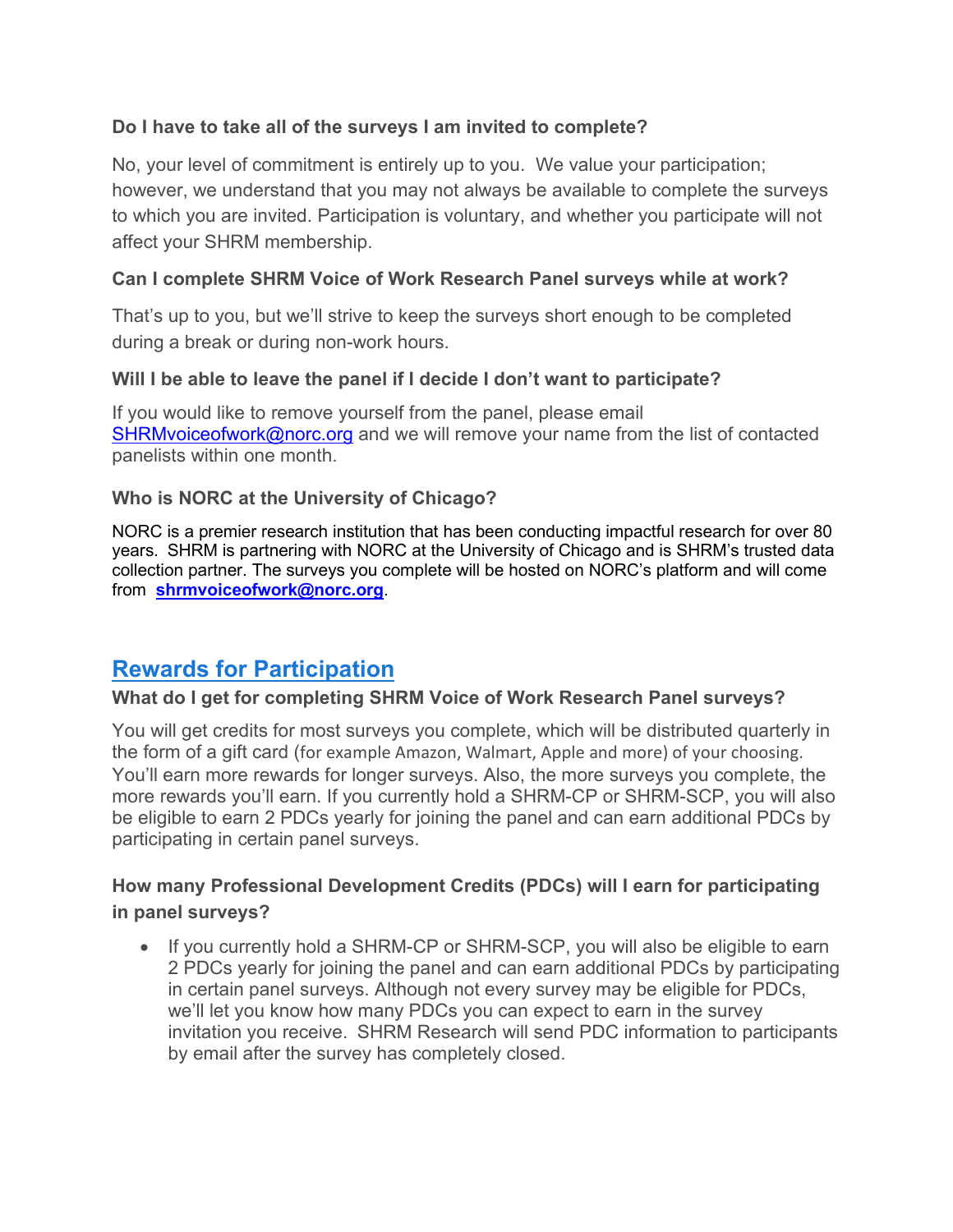**Do I have to take all of the surveys I am invited to complete?**

No, your level of commitment is entirely up to you. We value your participation; however, we understand that you may not always be available to complete the surveys to which you are invited. Participation is voluntary, and whether you participate will not affect your SHRM membership.

**Can I complete SHRM Voice of Work Research Panel surveys while at work?**

That's up to you, but we'll strive to keep the surveys short enough to be completed during a break or during non-work hours.

**Will I be able to leave the panel if I decide I don't want to participate?**

If you would like to remove yourself from the panel, please email SHRMvoiceofwork@norc.org and we will remove your name from the list of contacted panelists within one month.

**Who is NORC at the University of Chicago?**

NORC is a premier research institution that has been conducting impactful research for over 80 years. SHRM is partnering with NORC at the University of Chicago and is SHRM's trusted data collection partner. The surveys you complete will be hosted on NORC's platform and will come from **shrmvoiceofwork@norc.org**.

## Rewards for Participation

**What do I get for completing SHRM Voice of Work Research Panel surveys?**

You will get credits for most surveys you complete, which will be distributed quarterly in the form of a gift card (for example Amazon, Walmart, Apple and more) of your choosing. You'll earn more rewards for longer surveys. Also, the more surveys you complete, the more rewards you'll earn. If you currently hold a SHRM-CP or SHRM-SCP, you will also be eligible to earn 2 PDCs yearly for joining the panel and can earn additional PDCs by participating in certain panel surveys.

**How many Professional Development Credits (PDCs) will I earn for participating in panel surveys?**

- If you currently hold a SHRM-CP or SHRM-SCP, you will also be eligible to earn 2 PDCs yearly for joining the panel and can earn additional PDCs by participating in certain panel surveys. Although not every survey may be eligible for PDCs, we'll let you know how many PDCs you can expect to earn in the survey invitation you receive. SHRM Research will send PDC information to participants by email after the survey has completely closed.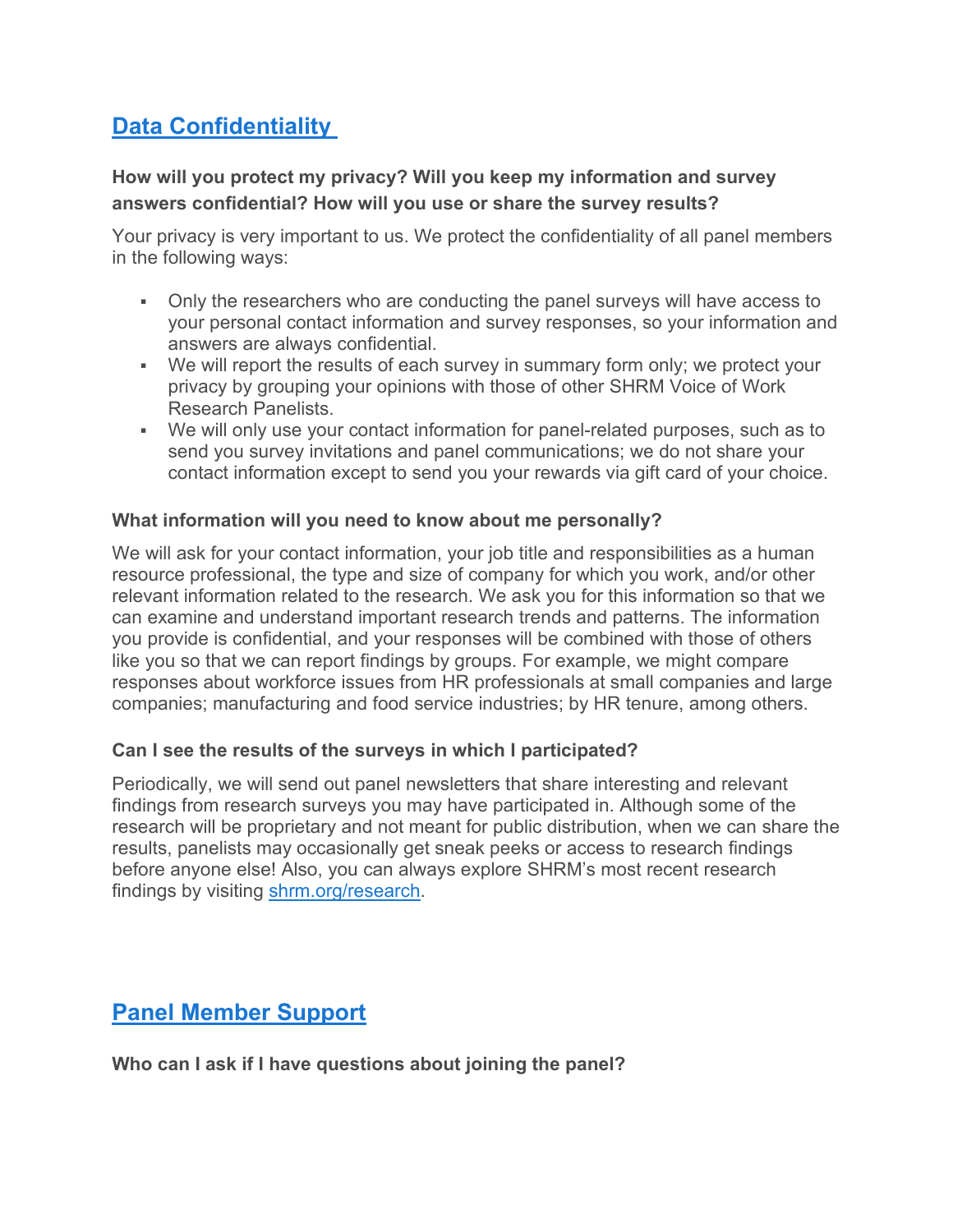## [Data Confidentiality](#)

**How will you protect my privacy? Will you keep my information and survey answers confidential? How will you use or share the survey results?**

Your privacy is very important to us. We protect the confidentiality of all panel members in the following ways:

- Only the researchers who are conducting the panel surveys will have access to your personal contact information and survey responses, so your information and answers are always confidential.
- We will report the results of each survey in summary form only; we protect your privacy by grouping your opinions with those of other SHRM Voice of Work Research Panelists.
- We will only use your contact information for panel-related purposes, such as to send you survey invitations and panel communications; we do not share your contact information except to send you your rewards via gift card of your choice.

**What information will you need to know about me personally?**

We will ask for your contact information, your job title and responsibilities as a human resource professional, the type and size of company for which you work, and/or other relevant information related to the research. We ask you for this information so that we can examine and understand important research trends and patterns. The information you provide is confidential, and your responses will be combined with those of others like you so that we can report findings by groups. For example, we might compare responses about workforce issues from HR professionals at small companies and large companies; manufacturing and food service industries; by HR tenure, among others.

**Can I see the results of the surveys in which I participated?**

Periodically, we will send out panel newsletters that share interesting and relevant findings from research surveys you may have participated in. Although some of the research will be proprietary and not meant for public distribution, when we can share the results, panelists may occasionally get sneak peeks or access to research findings before anyone else! Also, you can always explore SHRM's most recent research findings by visiting [shrm.org/research](shrm.org/research).

## [Panel Member Support](#)

**Who can I ask if I have questions about joining the panel?**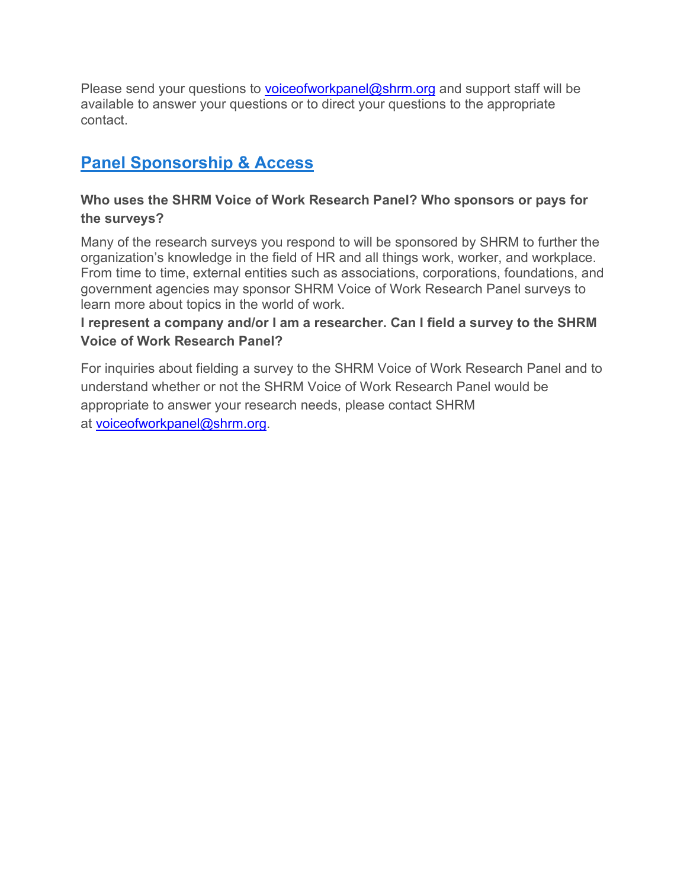Please send your questions to voiceofworkpanel@shrm.org and support staff will be available to answer your questions or to direct your questions to the appropriate contact.

## Panel Sponsorship & Access

**Who uses the SHRM Voice of Work Research Panel? Who sponsors or pays for the surveys?**

Many of the research surveys you respond to will be sponsored by SHRM to further the organization’s knowledge in the field of HR and all things work, worker, and workplace. From time to time, external entities such as associations, corporations, foundations, and government agencies may sponsor SHRM Voice of Work Research Panel surveys to learn more about topics in the world of work.

**I represent a company and/or I am a researcher. Can I field a survey to the SHRM Voice of Work Research Panel?**

For inquiries about fielding a survey to the SHRM Voice of Work Research Panel and to understand whether or not the SHRM Voice of Work Research Panel would be appropriate to answer your research needs, please contact SHRM at voiceofworkpanel@shrm.org.